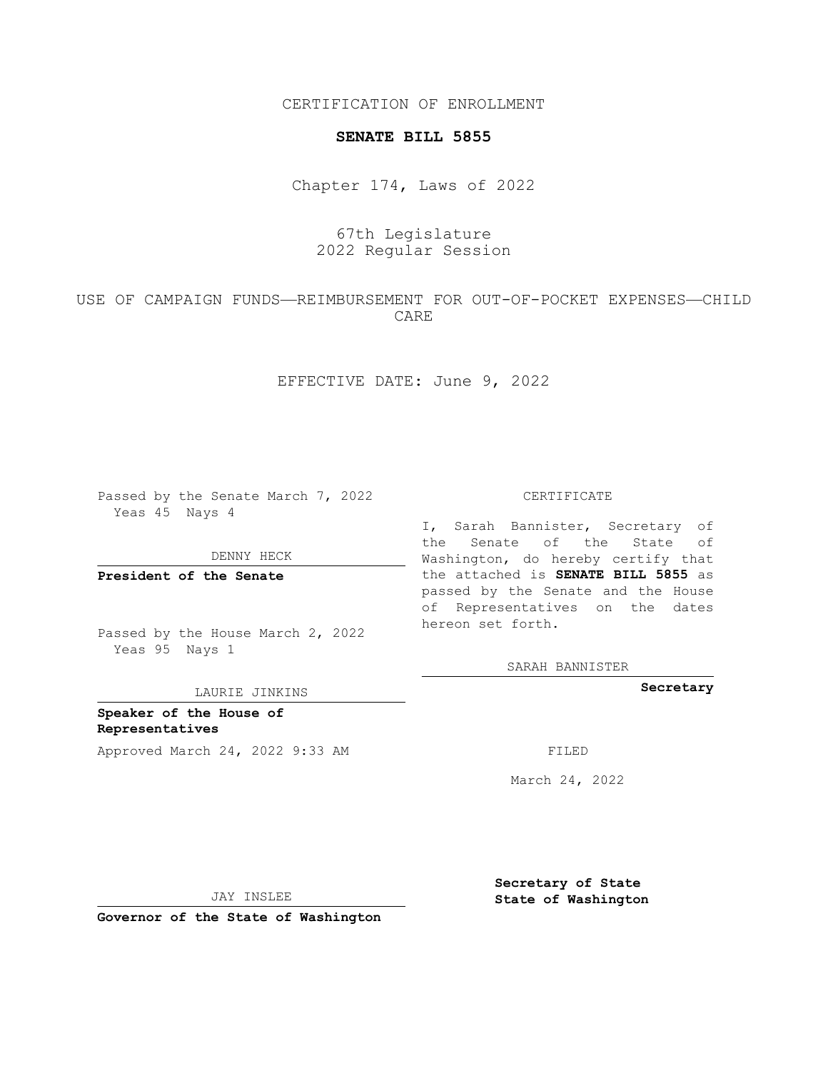CERTIFICATION OF ENROLLMENT

**SENATE BILL 5855**

Chapter 174, Laws of 2022

67th Legislature
2022 Regular Session

USE OF CAMPAIGN FUNDS—REIMBURSEMENT FOR OUT-OF-POCKET EXPENSES—CHILD CARE

EFFECTIVE DATE: June 9, 2022

Passed by the Senate March 7, 2022
Yeas 45 Nays 4

DENNY HECK

**President of the Senate**

Passed by the House March 2, 2022
Yeas 95 Nays 1

LAURIE JINKINS

**Speaker of the House of Representatives**

Approved March 24, 2022 9:33 AM

JAY INSLEE

**Governor of the State of Washington**

CERTIFICATE

I, Sarah Bannister, Secretary of the Senate of the State of Washington, do hereby certify that the attached is **SENATE BILL 5855** as passed by the Senate and the House of Representatives on the dates hereon set forth.

SARAH BANNISTER

**Secretary**

FILED

March 24, 2022

**Secretary of State**
**State of Washington**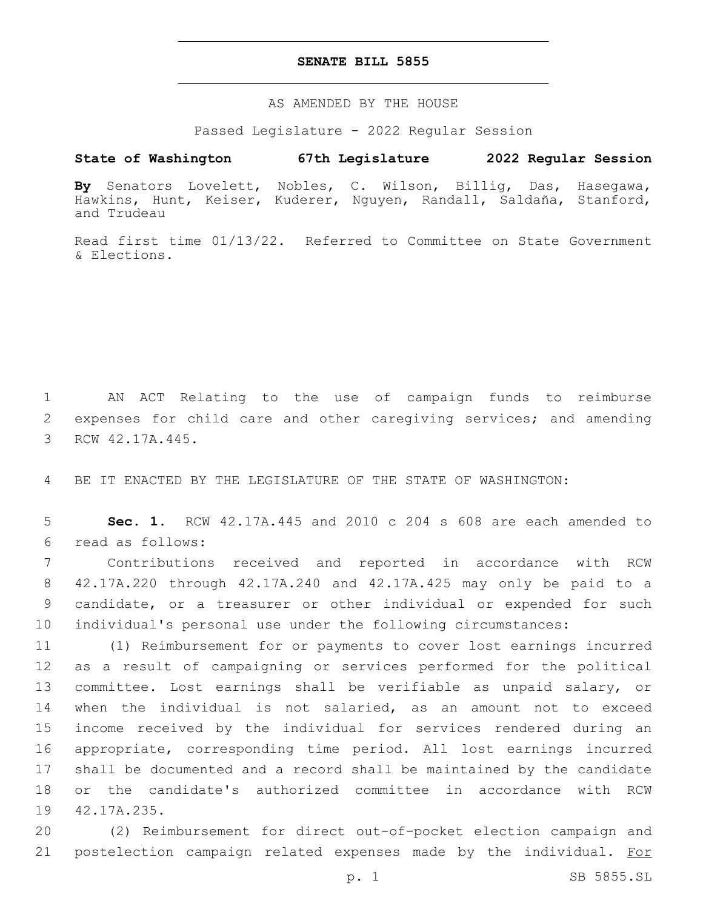# SENATE BILL 5855

AS AMENDED BY THE HOUSE

Passed Legislature - 2022 Regular Session

**State of Washington 67th Legislature 2022 Regular Session**

**By** Senators Lovelett, Nobles, C. Wilson, Billig, Das, Hasegawa, Hawkins, Hunt, Keiser, Kuderer, Nguyen, Randall, Saldaña, Stanford, and Trudeau

Read first time 01/13/22. Referred to Committee on State Government & Elections.

AN ACT Relating to the use of campaign funds to reimburse expenses for child care and other caregiving services; and amending RCW 42.17A.445.

BE IT ENACTED BY THE LEGISLATURE OF THE STATE OF WASHINGTON:

**Sec. 1.** RCW 42.17A.445 and 2010 c 204 s 608 are each amended to read as follows:

Contributions received and reported in accordance with RCW 42.17A.220 through 42.17A.240 and 42.17A.425 may only be paid to a candidate, or a treasurer or other individual or expended for such individual's personal use under the following circumstances:

(1) Reimbursement for or payments to cover lost earnings incurred as a result of campaigning or services performed for the political committee. Lost earnings shall be verifiable as unpaid salary, or when the individual is not salaried, as an amount not to exceed income received by the individual for services rendered during an appropriate, corresponding time period. All lost earnings incurred shall be documented and a record shall be maintained by the candidate or the candidate's authorized committee in accordance with RCW 42.17A.235.

(2) Reimbursement for direct out-of-pocket election campaign and postelection campaign related expenses made by the individual. <u>For</u>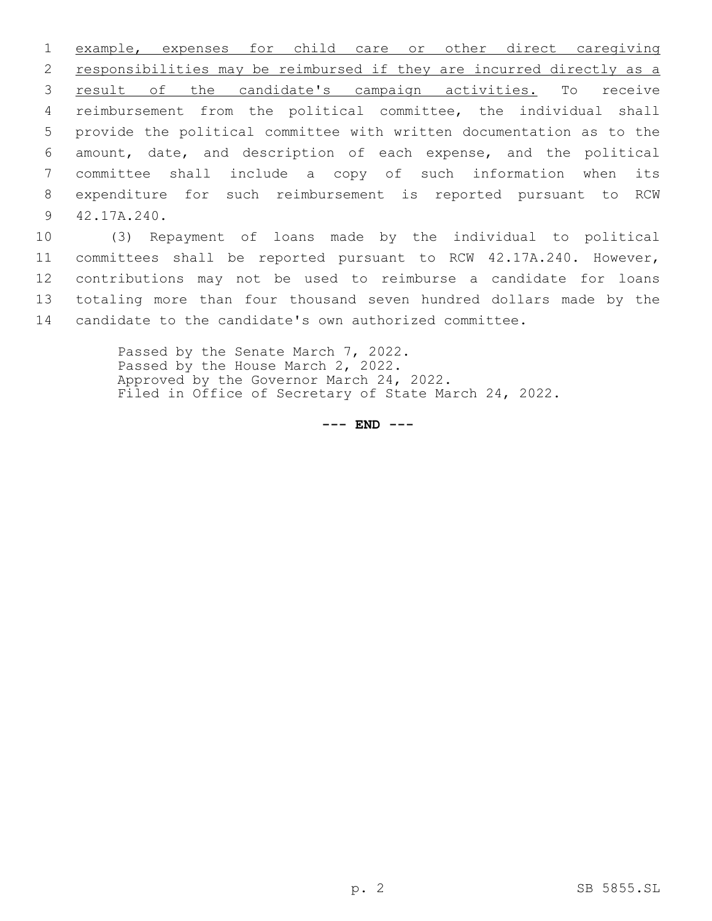<u>example, expenses for child care or other direct caregiving responsibilities may be reimbursed if they are incurred directly as a result of the candidate's campaign activities.</u> To receive reimbursement from the political committee, the individual shall provide the political committee with written documentation as to the amount, date, and description of each expense, and the political committee shall include a copy of such information when its expenditure for such reimbursement is reported pursuant to RCW 42.17A.240.

(3) Repayment of loans made by the individual to political committees shall be reported pursuant to RCW 42.17A.240. However, contributions may not be used to reimburse a candidate for loans totaling more than four thousand seven hundred dollars made by the candidate to the candidate's own authorized committee.

Passed by the Senate March 7, 2022.
Passed by the House March 2, 2022.
Approved by the Governor March 24, 2022.
Filed in Office of Secretary of State March 24, 2022.

**--- END ---**